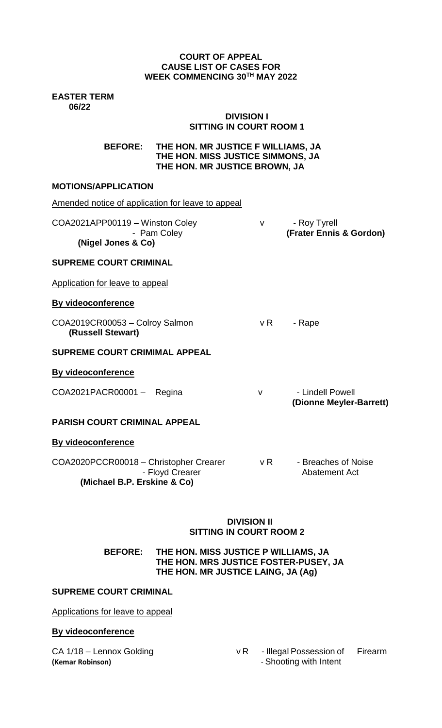**COURT OF APPEAL**
**CAUSE LIST OF CASES FOR**
**WEEK COMMENCING 30TH MAY 2022**

**EASTER TERM**
**06/22**

**DIVISION I**
**SITTING IN COURT ROOM 1**

**BEFORE: THE HON. MR JUSTICE F WILLIAMS, JA**
**THE HON. MISS JUSTICE SIMMONS, JA**
**THE HON. MR JUSTICE BROWN, JA**

**MOTIONS/APPLICATION**

Amended notice of application for leave to appeal

COA2021APP00119 – Winston Coley v - Roy Tyrell
- Pam Coley **(Frater Ennis & Gordon)**
**(Nigel Jones & Co)**

**SUPREME COURT CRIMINAL**

Application for leave to appeal

**By videoconference**

COA2019CR00053 – Colroy Salmon v R - Rape
**(Russell Stewart)**

**SUPREME COURT CRIMIMAL APPEAL**

**By videoconference**

COA2021PACR00001 – Regina v - Lindell Powell
**(Dionne Meyler-Barrett)**

**PARISH COURT CRIMINAL APPEAL**

**By videoconference**

COA2020PCCR00018 – Christopher Crearer v R - Breaches of Noise
- Floyd Crearer Abatement Act
**(Michael B.P. Erskine & Co)**

**DIVISION II**
**SITTING IN COURT ROOM 2**

**BEFORE: THE HON. MISS JUSTICE P WILLIAMS, JA**
**THE HON. MRS JUSTICE FOSTER-PUSEY, JA**
**THE HON. MR JUSTICE LAING, JA (Ag)**

**SUPREME COURT CRIMINAL**

Applications for leave to appeal

**By videoconference**

CA 1/18 – Lennox Golding v R - Illegal Possession of Firearm
**(Kemar Robinson)** - Shooting with Intent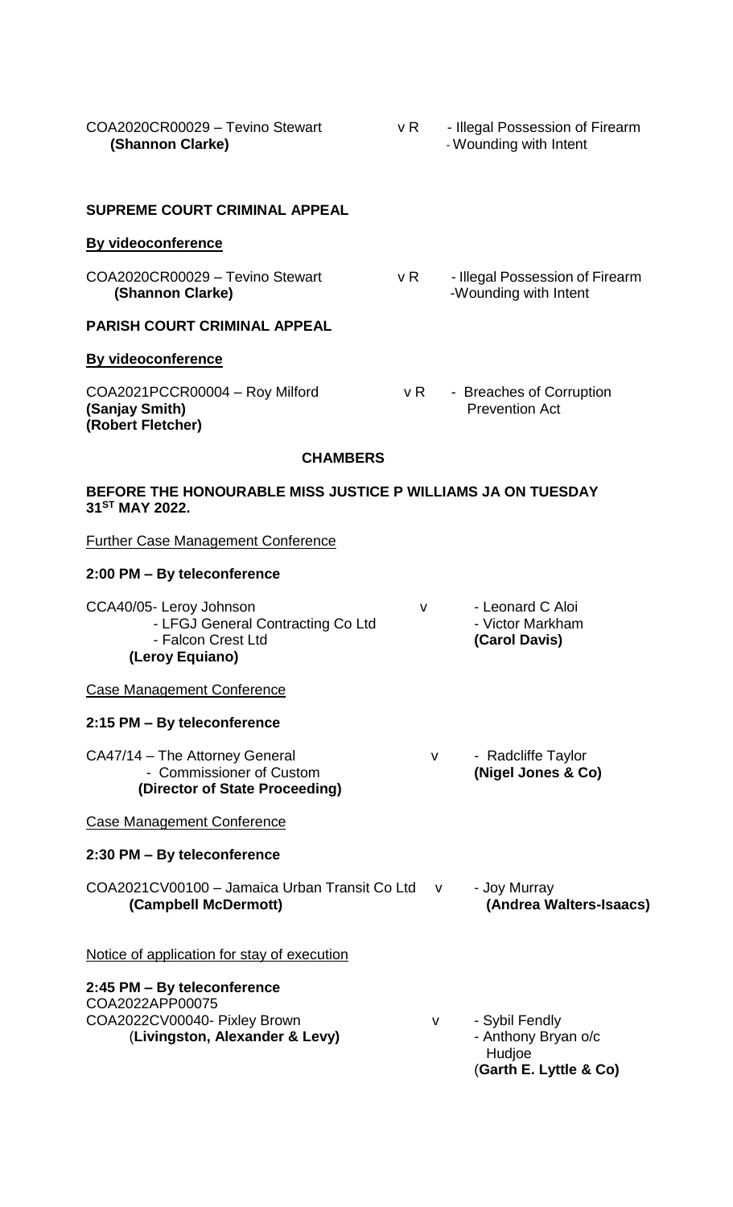COA2020CR00029 – Tevino Stewart v R - Illegal Possession of Firearm
**(Shannon Clarke)** - Wounding with Intent

**SUPREME COURT CRIMINAL APPEAL**

**By videoconference**

COA2020CR00029 – Tevino Stewart v R - Illegal Possession of Firearm
**(Shannon Clarke)** -Wounding with Intent

**PARISH COURT CRIMINAL APPEAL**

**By videoconference**

COA2021PCCR00004 – Roy Milford v R - Breaches of Corruption Prevention Act
**(Sanjay Smith)**
**(Robert Fletcher)**

**CHAMBERS**

**BEFORE THE HONOURABLE MISS JUSTICE P WILLIAMS JA ON TUESDAY 31ST MAY 2022.**

Further Case Management Conference

**2:00 PM – By teleconference**

CCA40/05- Leroy Johnson v - Leonard C Aloi
- LFGJ General Contracting Co Ltd - Victor Markham
- Falcon Crest Ltd **(Carol Davis)**
**(Leroy Equiano)**

Case Management Conference

**2:15 PM – By teleconference**

CA47/14 – The Attorney General v - Radcliffe Taylor
- Commissioner of Custom **(Nigel Jones & Co)**
**(Director of State Proceeding)**

Case Management Conference

**2:30 PM – By teleconference**

COA2021CV00100 – Jamaica Urban Transit Co Ltd v - Joy Murray
**(Campbell McDermott)** **(Andrea Walters-Isaacs)**

Notice of application for stay of execution

**2:45 PM – By teleconference**
COA2022APP00075
COA2022CV00040- Pixley Brown v - Sybil Fendly
(**Livingston, Alexander & Levy)** - Anthony Bryan o/c Hudjoe
(**Garth E. Lyttle & Co)**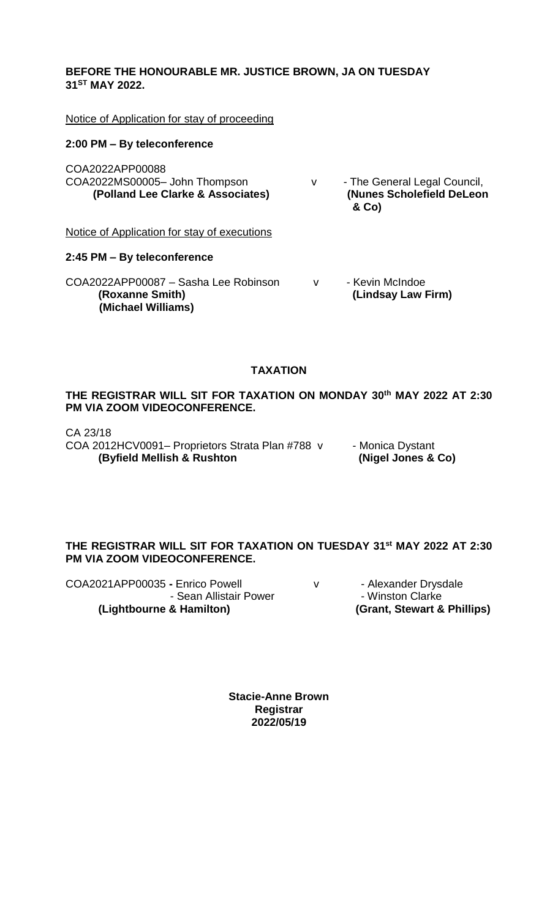**BEFORE THE HONOURABLE MR. JUSTICE BROWN, JA ON TUESDAY 31ST MAY 2022.**

Notice of Application for stay of proceeding

**2:00 PM – By teleconference**

| | | |
|---|---|---|
| COA2022APP00088<br>COA2022MS00005– John Thompson<br>**(Polland Lee Clarke & Associates)** | v | - The General Legal Council,<br>**(Nunes Scholefield DeLeon & Co)** |

Notice of Application for stay of executions

**2:45 PM – By teleconference**

| | | |
|---|---|---|
| COA2022APP00087 – Sasha Lee Robinson<br>**(Roxanne Smith)**<br>**(Michael Williams)** | v | - Kevin McIndoe<br>**(Lindsay Law Firm)** |

**TAXATION**

**THE REGISTRAR WILL SIT FOR TAXATION ON MONDAY 30th MAY 2022 AT 2:30 PM VIA ZOOM VIDEOCONFERENCE.**

| | | |
|---|---|---|
| CA 23/18<br>COA 2012HCV0091– Proprietors Strata Plan #788<br>**(Byfield Mellish & Rushton** | v | - Monica Dystant<br>**(Nigel Jones & Co)** |

**THE REGISTRAR WILL SIT FOR TAXATION ON TUESDAY 31st MAY 2022 AT 2:30 PM VIA ZOOM VIDEOCONFERENCE.**

| | | |
|---|---|---|
| COA2021APP00035 **-** Enrico Powell<br>- Sean Allistair Power<br>**(Lightbourne & Hamilton)** | v | - Alexander Drysdale<br>- Winston Clarke<br>**(Grant, Stewart & Phillips)** |

**Stacie-Anne Brown**
**Registrar**
**2022/05/19**